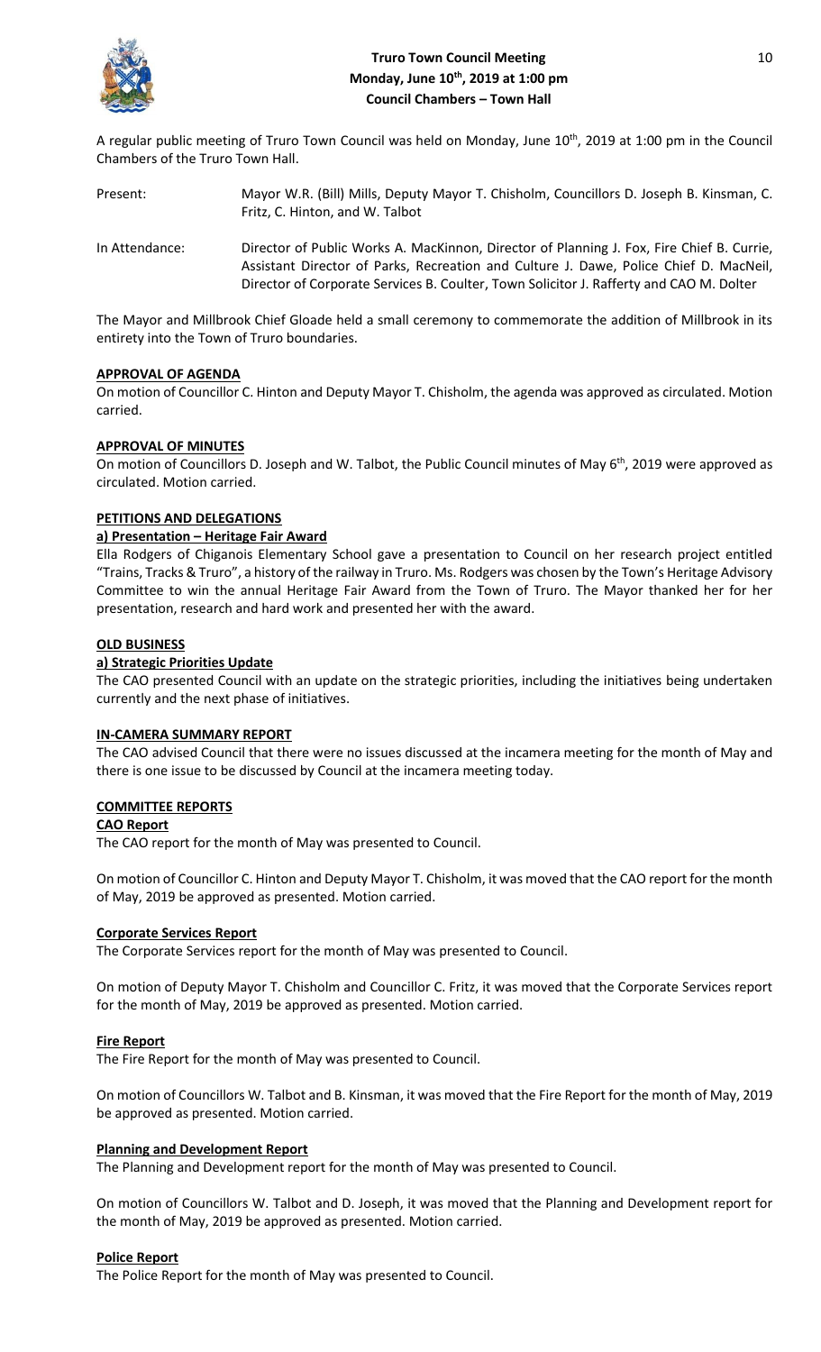# Truro Town Council Meeting
## Monday, June 10th, 2019 at 1:00 pm
## Council Chambers – Town Hall

A regular public meeting of Truro Town Council was held on Monday, June 10th, 2019 at 1:00 pm in the Council Chambers of the Truro Town Hall.

Present: Mayor W.R. (Bill) Mills, Deputy Mayor T. Chisholm, Councillors D. Joseph B. Kinsman, C. Fritz, C. Hinton, and W. Talbot

In Attendance: Director of Public Works A. MacKinnon, Director of Planning J. Fox, Fire Chief B. Currie, Assistant Director of Parks, Recreation and Culture J. Dawe, Police Chief D. MacNeil, Director of Corporate Services B. Coulter, Town Solicitor J. Rafferty and CAO M. Dolter

The Mayor and Millbrook Chief Gloade held a small ceremony to commemorate the addition of Millbrook in its entirety into the Town of Truro boundaries.

**APPROVAL OF AGENDA**

On motion of Councillor C. Hinton and Deputy Mayor T. Chisholm, the agenda was approved as circulated. Motion carried.

**APPROVAL OF MINUTES**

On motion of Councillors D. Joseph and W. Talbot, the Public Council minutes of May 6th, 2019 were approved as circulated. Motion carried.

**PETITIONS AND DELEGATIONS**

**a) Presentation – Heritage Fair Award**

Ella Rodgers of Chiganois Elementary School gave a presentation to Council on her research project entitled "Trains, Tracks & Truro", a history of the railway in Truro. Ms. Rodgers was chosen by the Town's Heritage Advisory Committee to win the annual Heritage Fair Award from the Town of Truro. The Mayor thanked her for her presentation, research and hard work and presented her with the award.

**OLD BUSINESS**

**a) Strategic Priorities Update**

The CAO presented Council with an update on the strategic priorities, including the initiatives being undertaken currently and the next phase of initiatives.

**IN-CAMERA SUMMARY REPORT**

The CAO advised Council that there were no issues discussed at the incamera meeting for the month of May and there is one issue to be discussed by Council at the incamera meeting today.

**COMMITTEE REPORTS**

**CAO Report**

The CAO report for the month of May was presented to Council.

On motion of Councillor C. Hinton and Deputy Mayor T. Chisholm, it was moved that the CAO report for the month of May, 2019 be approved as presented. Motion carried.

**Corporate Services Report**

The Corporate Services report for the month of May was presented to Council.

On motion of Deputy Mayor T. Chisholm and Councillor C. Fritz, it was moved that the Corporate Services report for the month of May, 2019 be approved as presented. Motion carried.

**Fire Report**

The Fire Report for the month of May was presented to Council.

On motion of Councillors W. Talbot and B. Kinsman, it was moved that the Fire Report for the month of May, 2019 be approved as presented. Motion carried.

**Planning and Development Report**

The Planning and Development report for the month of May was presented to Council.

On motion of Councillors W. Talbot and D. Joseph, it was moved that the Planning and Development report for the month of May, 2019 be approved as presented. Motion carried.

**Police Report**

The Police Report for the month of May was presented to Council.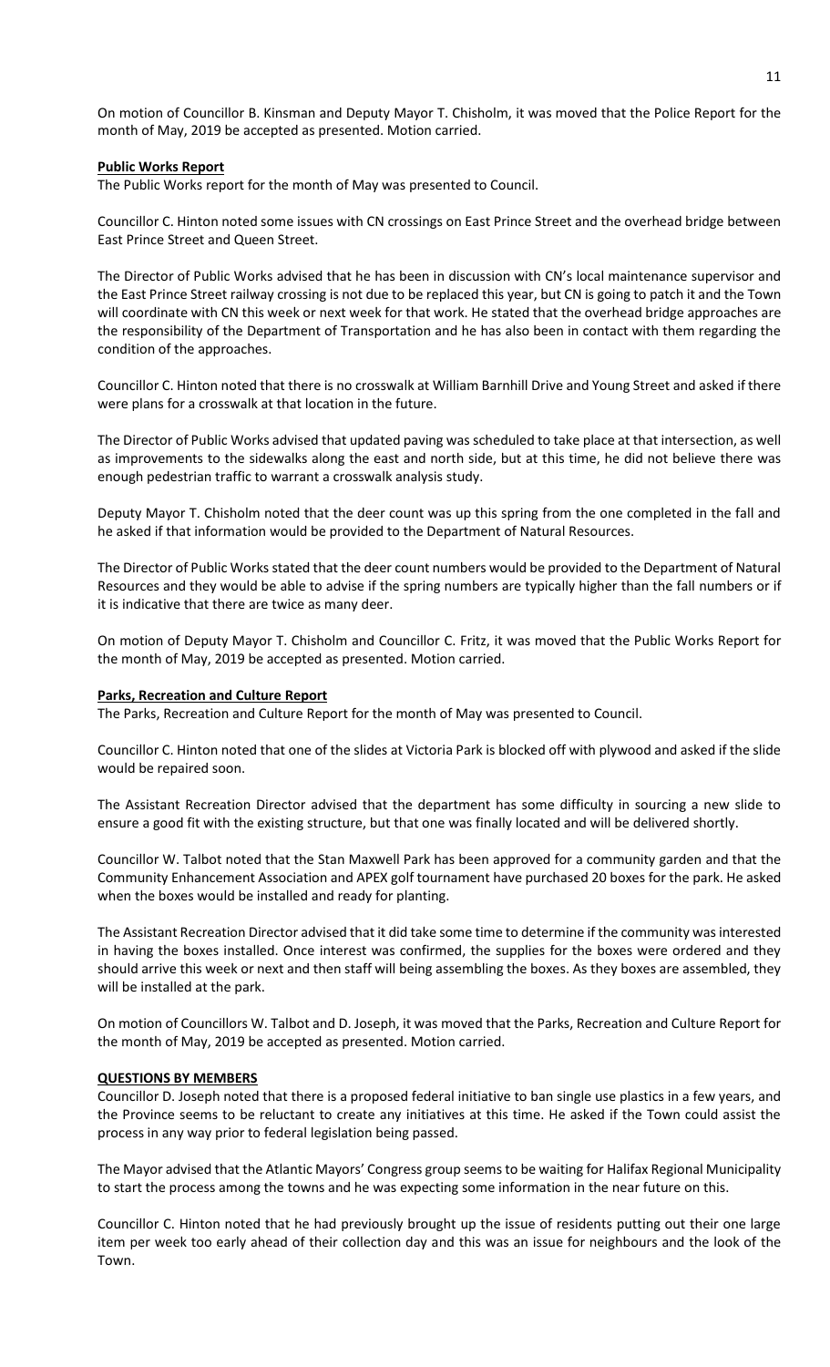On motion of Councillor B. Kinsman and Deputy Mayor T. Chisholm, it was moved that the Police Report for the month of May, 2019 be accepted as presented. Motion carried.

**Public Works Report**

The Public Works report for the month of May was presented to Council.

Councillor C. Hinton noted some issues with CN crossings on East Prince Street and the overhead bridge between East Prince Street and Queen Street.

The Director of Public Works advised that he has been in discussion with CN's local maintenance supervisor and the East Prince Street railway crossing is not due to be replaced this year, but CN is going to patch it and the Town will coordinate with CN this week or next week for that work. He stated that the overhead bridge approaches are the responsibility of the Department of Transportation and he has also been in contact with them regarding the condition of the approaches.

Councillor C. Hinton noted that there is no crosswalk at William Barnhill Drive and Young Street and asked if there were plans for a crosswalk at that location in the future.

The Director of Public Works advised that updated paving was scheduled to take place at that intersection, as well as improvements to the sidewalks along the east and north side, but at this time, he did not believe there was enough pedestrian traffic to warrant a crosswalk analysis study.

Deputy Mayor T. Chisholm noted that the deer count was up this spring from the one completed in the fall and he asked if that information would be provided to the Department of Natural Resources.

The Director of Public Works stated that the deer count numbers would be provided to the Department of Natural Resources and they would be able to advise if the spring numbers are typically higher than the fall numbers or if it is indicative that there are twice as many deer.

On motion of Deputy Mayor T. Chisholm and Councillor C. Fritz, it was moved that the Public Works Report for the month of May, 2019 be accepted as presented. Motion carried.

**Parks, Recreation and Culture Report**

The Parks, Recreation and Culture Report for the month of May was presented to Council.

Councillor C. Hinton noted that one of the slides at Victoria Park is blocked off with plywood and asked if the slide would be repaired soon.

The Assistant Recreation Director advised that the department has some difficulty in sourcing a new slide to ensure a good fit with the existing structure, but that one was finally located and will be delivered shortly.

Councillor W. Talbot noted that the Stan Maxwell Park has been approved for a community garden and that the Community Enhancement Association and APEX golf tournament have purchased 20 boxes for the park. He asked when the boxes would be installed and ready for planting.

The Assistant Recreation Director advised that it did take some time to determine if the community was interested in having the boxes installed. Once interest was confirmed, the supplies for the boxes were ordered and they should arrive this week or next and then staff will being assembling the boxes. As they boxes are assembled, they will be installed at the park.

On motion of Councillors W. Talbot and D. Joseph, it was moved that the Parks, Recreation and Culture Report for the month of May, 2019 be accepted as presented. Motion carried.

**QUESTIONS BY MEMBERS**

Councillor D. Joseph noted that there is a proposed federal initiative to ban single use plastics in a few years, and the Province seems to be reluctant to create any initiatives at this time. He asked if the Town could assist the process in any way prior to federal legislation being passed.

The Mayor advised that the Atlantic Mayors' Congress group seems to be waiting for Halifax Regional Municipality to start the process among the towns and he was expecting some information in the near future on this.

Councillor C. Hinton noted that he had previously brought up the issue of residents putting out their one large item per week too early ahead of their collection day and this was an issue for neighbours and the look of the Town.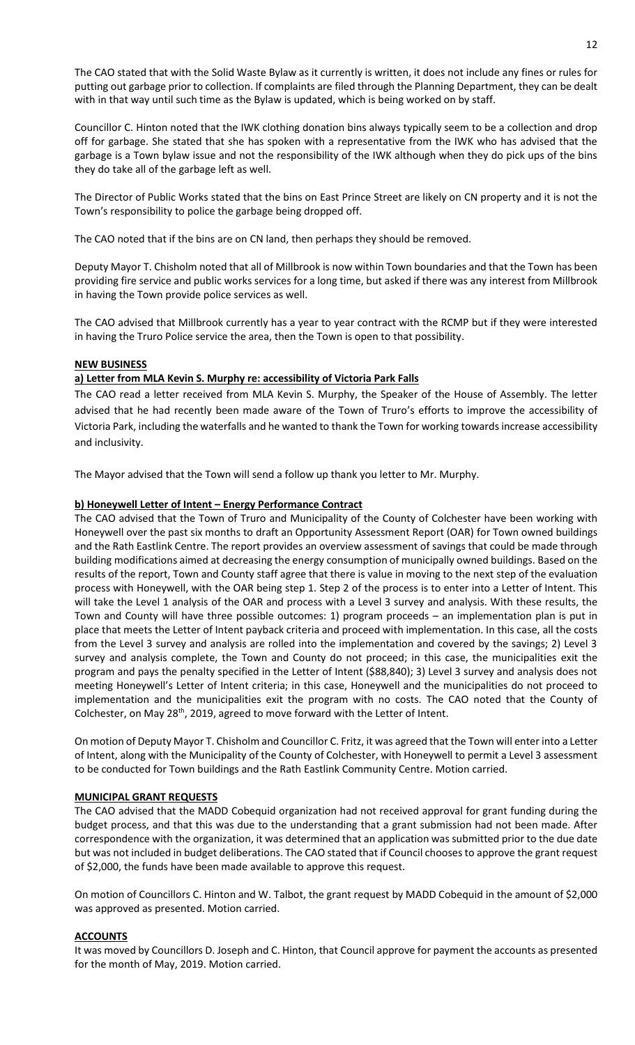The CAO stated that with the Solid Waste Bylaw as it currently is written, it does not include any fines or rules for putting out garbage prior to collection. If complaints are filed through the Planning Department, they can be dealt with in that way until such time as the Bylaw is updated, which is being worked on by staff.

Councillor C. Hinton noted that the IWK clothing donation bins always typically seem to be a collection and drop off for garbage. She stated that she has spoken with a representative from the IWK who has advised that the garbage is a Town bylaw issue and not the responsibility of the IWK although when they do pick ups of the bins they do take all of the garbage left as well.

The Director of Public Works stated that the bins on East Prince Street are likely on CN property and it is not the Town's responsibility to police the garbage being dropped off.

The CAO noted that if the bins are on CN land, then perhaps they should be removed.

Deputy Mayor T. Chisholm noted that all of Millbrook is now within Town boundaries and that the Town has been providing fire service and public works services for a long time, but asked if there was any interest from Millbrook in having the Town provide police services as well.

The CAO advised that Millbrook currently has a year to year contract with the RCMP but if they were interested in having the Truro Police service the area, then the Town is open to that possibility.

**NEW BUSINESS**

**a) Letter from MLA Kevin S. Murphy re: accessibility of Victoria Park Falls**

The CAO read a letter received from MLA Kevin S. Murphy, the Speaker of the House of Assembly. The letter advised that he had recently been made aware of the Town of Truro's efforts to improve the accessibility of Victoria Park, including the waterfalls and he wanted to thank the Town for working towards increase accessibility and inclusivity.

The Mayor advised that the Town will send a follow up thank you letter to Mr. Murphy.

**b) Honeywell Letter of Intent – Energy Performance Contract**

The CAO advised that the Town of Truro and Municipality of the County of Colchester have been working with Honeywell over the past six months to draft an Opportunity Assessment Report (OAR) for Town owned buildings and the Rath Eastlink Centre. The report provides an overview assessment of savings that could be made through building modifications aimed at decreasing the energy consumption of municipally owned buildings. Based on the results of the report, Town and County staff agree that there is value in moving to the next step of the evaluation process with Honeywell, with the OAR being step 1. Step 2 of the process is to enter into a Letter of Intent. This will take the Level 1 analysis of the OAR and process with a Level 3 survey and analysis. With these results, the Town and County will have three possible outcomes: 1) program proceeds – an implementation plan is put in place that meets the Letter of Intent payback criteria and proceed with implementation. In this case, all the costs from the Level 3 survey and analysis are rolled into the implementation and covered by the savings; 2) Level 3 survey and analysis complete, the Town and County do not proceed; in this case, the municipalities exit the program and pays the penalty specified in the Letter of Intent ($88,840); 3) Level 3 survey and analysis does not meeting Honeywell's Letter of Intent criteria; in this case, Honeywell and the municipalities do not proceed to implementation and the municipalities exit the program with no costs. The CAO noted that the County of Colchester, on May 28th, 2019, agreed to move forward with the Letter of Intent.

On motion of Deputy Mayor T. Chisholm and Councillor C. Fritz, it was agreed that the Town will enter into a Letter of Intent, along with the Municipality of the County of Colchester, with Honeywell to permit a Level 3 assessment to be conducted for Town buildings and the Rath Eastlink Community Centre. Motion carried.

**MUNICIPAL GRANT REQUESTS**

The CAO advised that the MADD Cobequid organization had not received approval for grant funding during the budget process, and that this was due to the understanding that a grant submission had not been made. After correspondence with the organization, it was determined that an application was submitted prior to the due date but was not included in budget deliberations. The CAO stated that if Council chooses to approve the grant request of $2,000, the funds have been made available to approve this request.

On motion of Councillors C. Hinton and W. Talbot, the grant request by MADD Cobequid in the amount of $2,000 was approved as presented. Motion carried.

**ACCOUNTS**

It was moved by Councillors D. Joseph and C. Hinton, that Council approve for payment the accounts as presented for the month of May, 2019. Motion carried.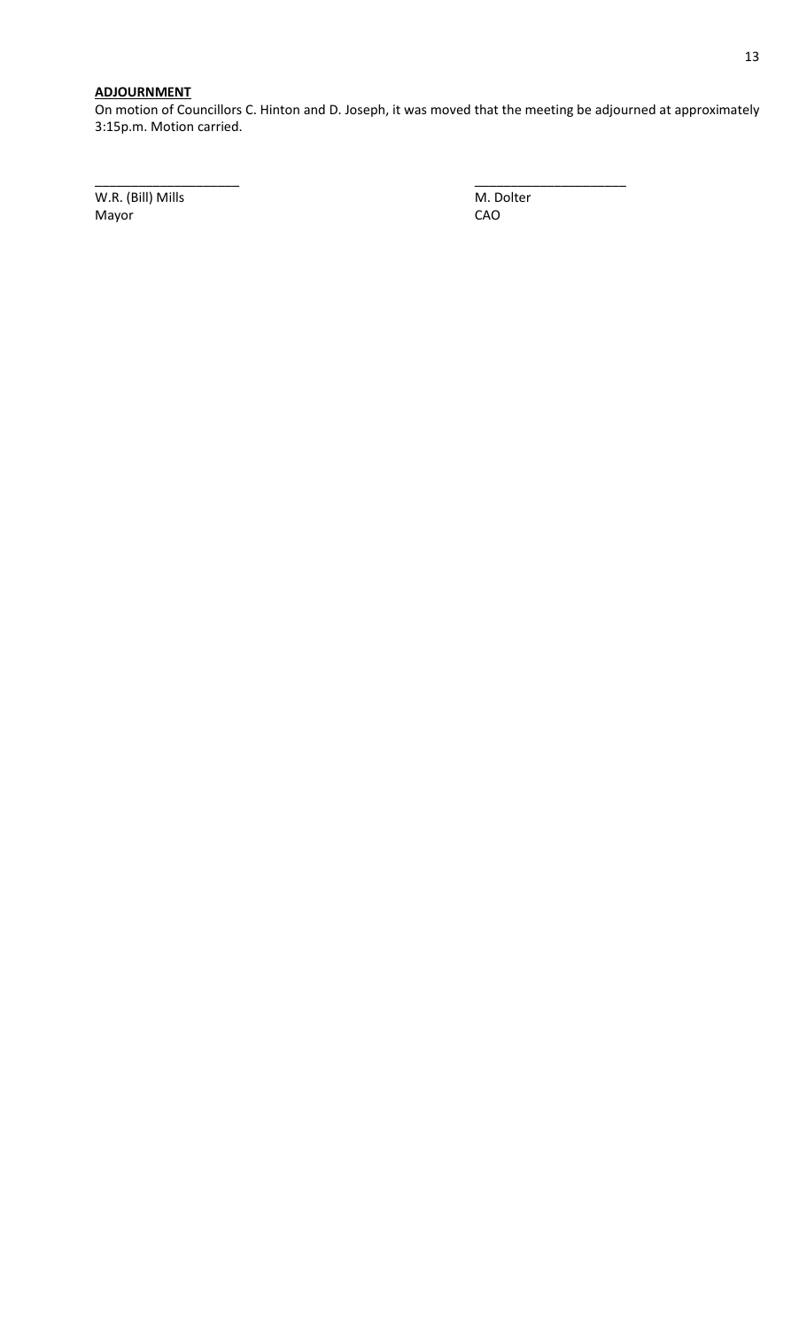**ADJOURNMENT**

On motion of Councillors C. Hinton and D. Joseph, it was moved that the meeting be adjourned at approximately 3:15p.m. Motion carried.

| | |
|---|---|
| ____________________ | ____________________ |
| W.R. (Bill) Mills | M. Dolter |
| Mayor | CAO |